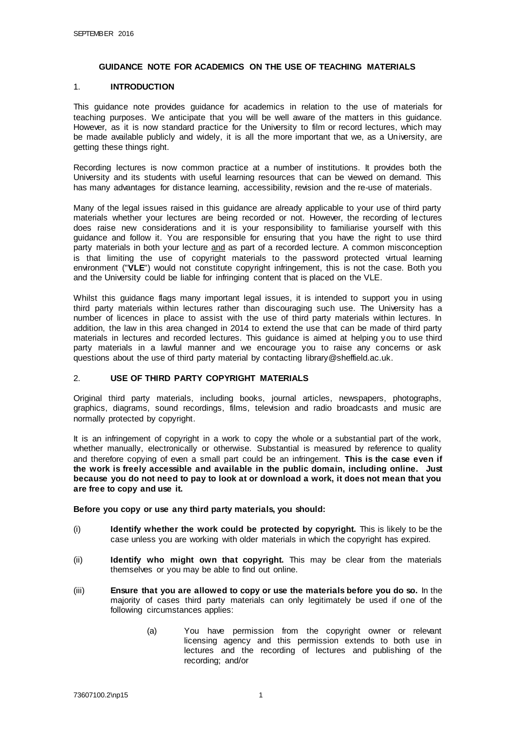# GUIDANCE NOTE FOR ACADEMICS ON THE USE OF TEACHING MATERIALS

## 1. INTRODUCTION

This guidance note provides guidance for academics in relation to the use of materials for teaching purposes. We anticipate that you will be well aware of the matters in this guidance. However, as it is now standard practice for the University to film or record lectures, which may be made available publicly and widely, it is all the more important that we, as a University, are getting these things right.

Recording lectures is now common practice at a number of institutions. It provides both the University and its students with useful learning resources that can be viewed on demand. This has many advantages for distance learning, accessibility, revision and the re-use of materials.

Many of the legal issues raised in this guidance are already applicable to your use of third party materials whether your lectures are being recorded or not. However, the recording of lectures does raise new considerations and it is your responsibility to familiarise yourself with this guidance and follow it. You are responsible for ensuring that you have the right to use third party materials in both your lecture and as part of a recorded lecture. A common misconception is that limiting the use of copyright materials to the password protected virtual learning environment ("**VLE**") would not constitute copyright infringement, this is not the case. Both you and the University could be liable for infringing content that is placed on the VLE.

Whilst this guidance flags many important legal issues, it is intended to support you in using third party materials within lectures rather than discouraging such use. The University has a number of licences in place to assist with the use of third party materials within lectures. In addition, the law in this area changed in 2014 to extend the use that can be made of third party materials in lectures and recorded lectures. This guidance is aimed at helping you to use third party materials in a lawful manner and we encourage you to raise any concerns or ask questions about the use of third party material by contacting library@sheffield.ac.uk.

## 2. USE OF THIRD PARTY COPYRIGHT MATERIALS

Original third party materials, including books, journal articles, newspapers, photographs, graphics, diagrams, sound recordings, films, television and radio broadcasts and music are normally protected by copyright.

It is an infringement of copyright in a work to copy the whole or a substantial part of the work, whether manually, electronically or otherwise. Substantial is measured by reference to quality and therefore copying of even a small part could be an infringement. **This is the case even if the work is freely accessible and available in the public domain, including online. Just because you do not need to pay to look at or download a work, it does not mean that you are free to copy and use it.**

**Before you copy or use any third party materials, you should:**

(i) **Identify whether the work could be protected by copyright.** This is likely to be the case unless you are working with older materials in which the copyright has expired.

(ii) **Identify who might own that copyright.** This may be clear from the materials themselves or you may be able to find out online.

(iii) **Ensure that you are allowed to copy or use the materials before you do so.** In the majority of cases third party materials can only legitimately be used if one of the following circumstances applies:

> (a) You have permission from the copyright owner or relevant licensing agency and this permission extends to both use in lectures and the recording of lectures and publishing of the recording; and/or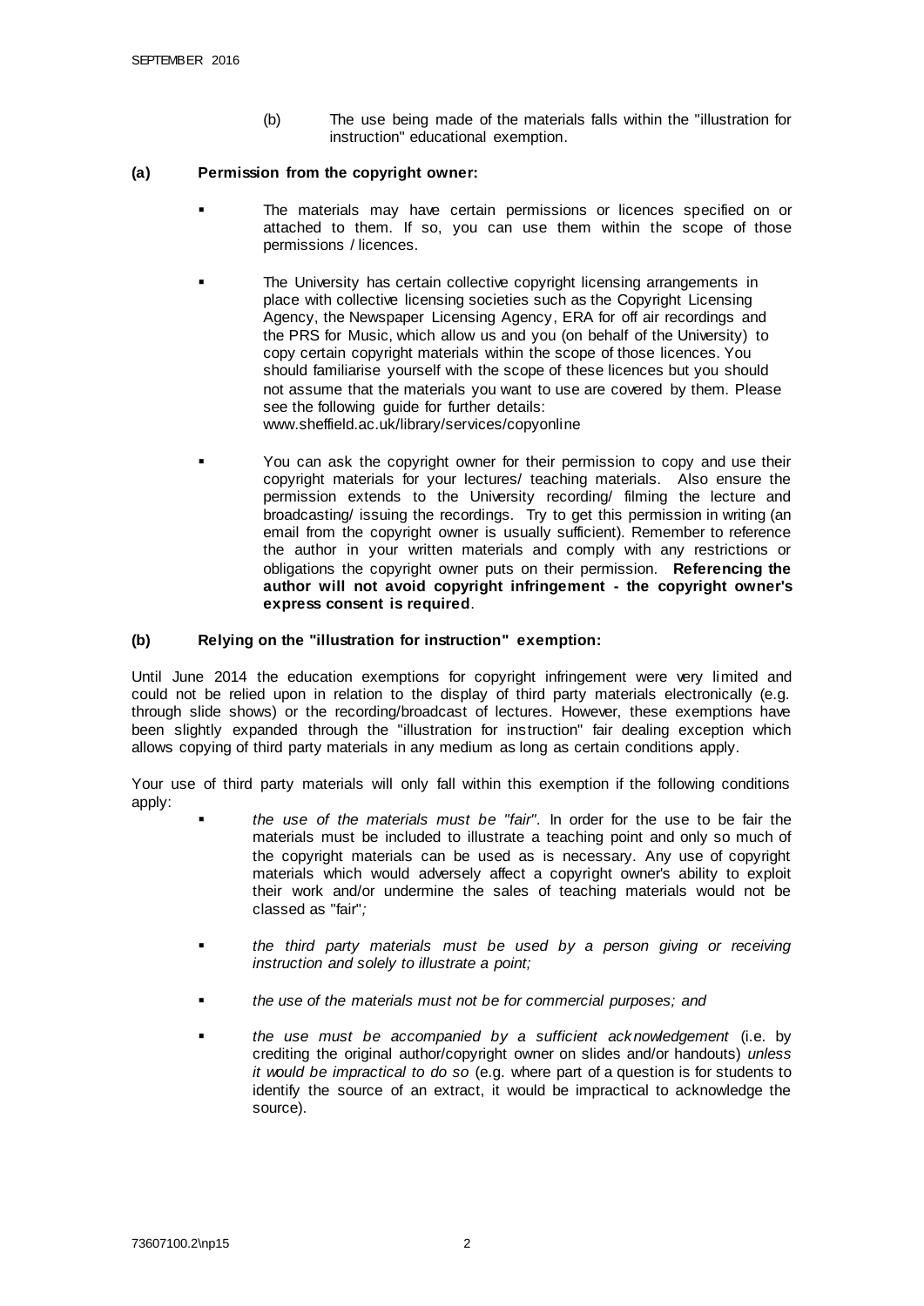(b) The use being made of the materials falls within the "illustration for instruction" educational exemption.

**(a) Permission from the copyright owner:**

- The materials may have certain permissions or licences specified on or attached to them. If so, you can use them within the scope of those permissions / licences.
- The University has certain collective copyright licensing arrangements in place with collective licensing societies such as the Copyright Licensing Agency, the Newspaper Licensing Agency, ERA for off air recordings and the PRS for Music, which allow us and you (on behalf of the University) to copy certain copyright materials within the scope of those licences. You should familiarise yourself with the scope of these licences but you should not assume that the materials you want to use are covered by them. Please see the following guide for further details: www.sheffield.ac.uk/library/services/copyonline
- You can ask the copyright owner for their permission to copy and use their copyright materials for your lectures/ teaching materials. Also ensure the permission extends to the University recording/ filming the lecture and broadcasting/ issuing the recordings. Try to get this permission in writing (an email from the copyright owner is usually sufficient). Remember to reference the author in your written materials and comply with any restrictions or obligations the copyright owner puts on their permission. **Referencing the author will not avoid copyright infringement - the copyright owner's express consent is required**.

**(b) Relying on the "illustration for instruction" exemption:**

Until June 2014 the education exemptions for copyright infringement were very limited and could not be relied upon in relation to the display of third party materials electronically (e.g. through slide shows) or the recording/broadcast of lectures. However, these exemptions have been slightly expanded through the "illustration for instruction" fair dealing exception which allows copying of third party materials in any medium as long as certain conditions apply.

Your use of third party materials will only fall within this exemption if the following conditions apply:

- *the use of the materials must be "fair".* In order for the use to be fair the materials must be included to illustrate a teaching point and only so much of the copyright materials can be used as is necessary. Any use of copyright materials which would adversely affect a copyright owner's ability to exploit their work and/or undermine the sales of teaching materials would not be classed as "fair"*;*
- *the third party materials must be used by a person giving or receiving instruction and solely to illustrate a point;*
- *the use of the materials must not be for commercial purposes; and*
- *the use must be accompanied by a sufficient acknowledgement* (i.e. by crediting the original author/copyright owner on slides and/or handouts) *unless it would be impractical to do so* (e.g. where part of a question is for students to identify the source of an extract, it would be impractical to acknowledge the source).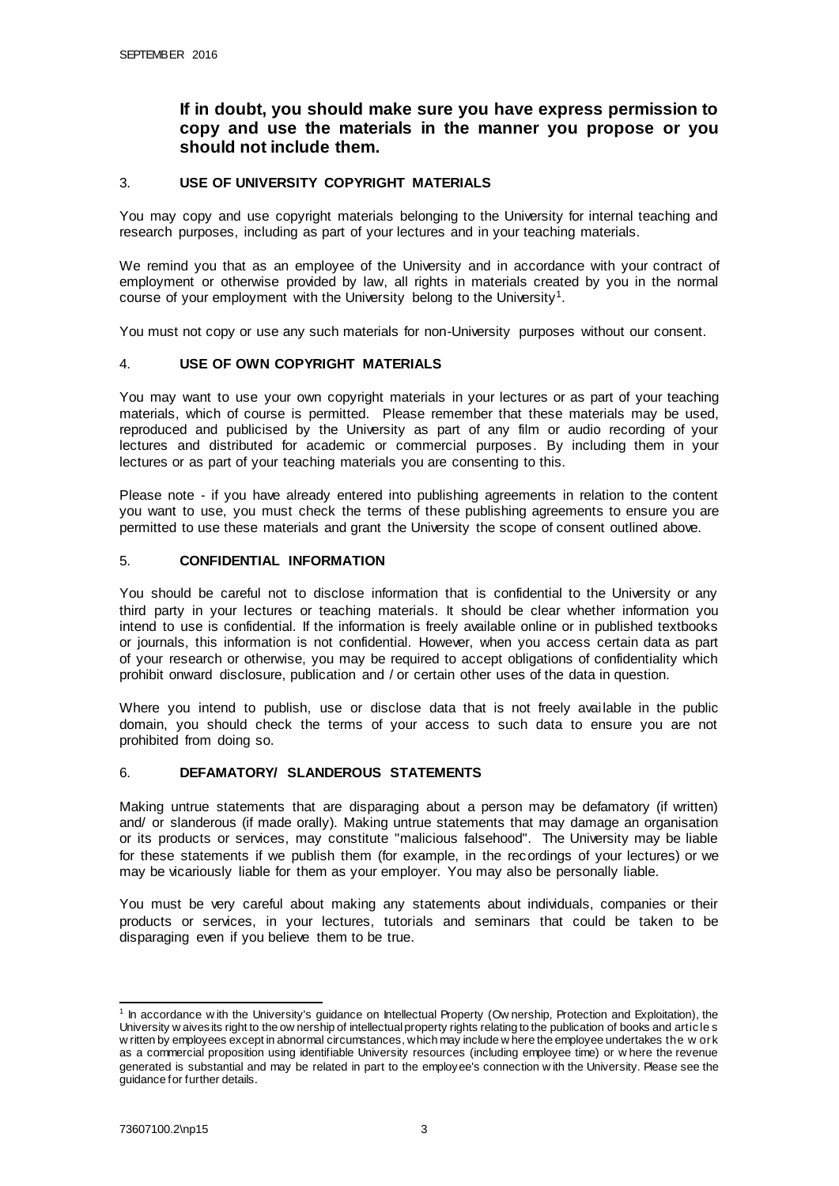**If in doubt, you should make sure you have express permission to copy and use the materials in the manner you propose or you should not include them.**

## 3. USE OF UNIVERSITY COPYRIGHT MATERIALS

You may copy and use copyright materials belonging to the University for internal teaching and research purposes, including as part of your lectures and in your teaching materials.

We remind you that as an employee of the University and in accordance with your contract of employment or otherwise provided by law, all rights in materials created by you in the normal course of your employment with the University belong to the University[1].

You must not copy or use any such materials for non-University purposes without our consent.

## 4. USE OF OWN COPYRIGHT MATERIALS

You may want to use your own copyright materials in your lectures or as part of your teaching materials, which of course is permitted. Please remember that these materials may be used, reproduced and publicised by the University as part of any film or audio recording of your lectures and distributed for academic or commercial purposes. By including them in your lectures or as part of your teaching materials you are consenting to this.

Please note - if you have already entered into publishing agreements in relation to the content you want to use, you must check the terms of these publishing agreements to ensure you are permitted to use these materials and grant the University the scope of consent outlined above.

## 5. CONFIDENTIAL INFORMATION

You should be careful not to disclose information that is confidential to the University or any third party in your lectures or teaching materials. It should be clear whether information you intend to use is confidential. If the information is freely available online or in published textbooks or journals, this information is not confidential. However, when you access certain data as part of your research or otherwise, you may be required to accept obligations of confidentiality which prohibit onward disclosure, publication and / or certain other uses of the data in question.

Where you intend to publish, use or disclose data that is not freely available in the public domain, you should check the terms of your access to such data to ensure you are not prohibited from doing so.

## 6. DEFAMATORY/ SLANDEROUS STATEMENTS

Making untrue statements that are disparaging about a person may be defamatory (if written) and/ or slanderous (if made orally). Making untrue statements that may damage an organisation or its products or services, may constitute "malicious falsehood". The University may be liable for these statements if we publish them (for example, in the recordings of your lectures) or we may be vicariously liable for them as your employer. You may also be personally liable.

You must be very careful about making any statements about individuals, companies or their products or services, in your lectures, tutorials and seminars that could be taken to be disparaging even if you believe them to be true.

---

[1] In accordance with the University's guidance on Intellectual Property (Ownership, Protection and Exploitation), the University waives its right to the ownership of intellectual property rights relating to the publication of books and articles written by employees except in abnormal circumstances, which may include where the employee undertakes the work as a commercial proposition using identifiable University resources (including employee time) or where the revenue generated is substantial and may be related in part to the employee's connection with the University. Please see the guidance for further details.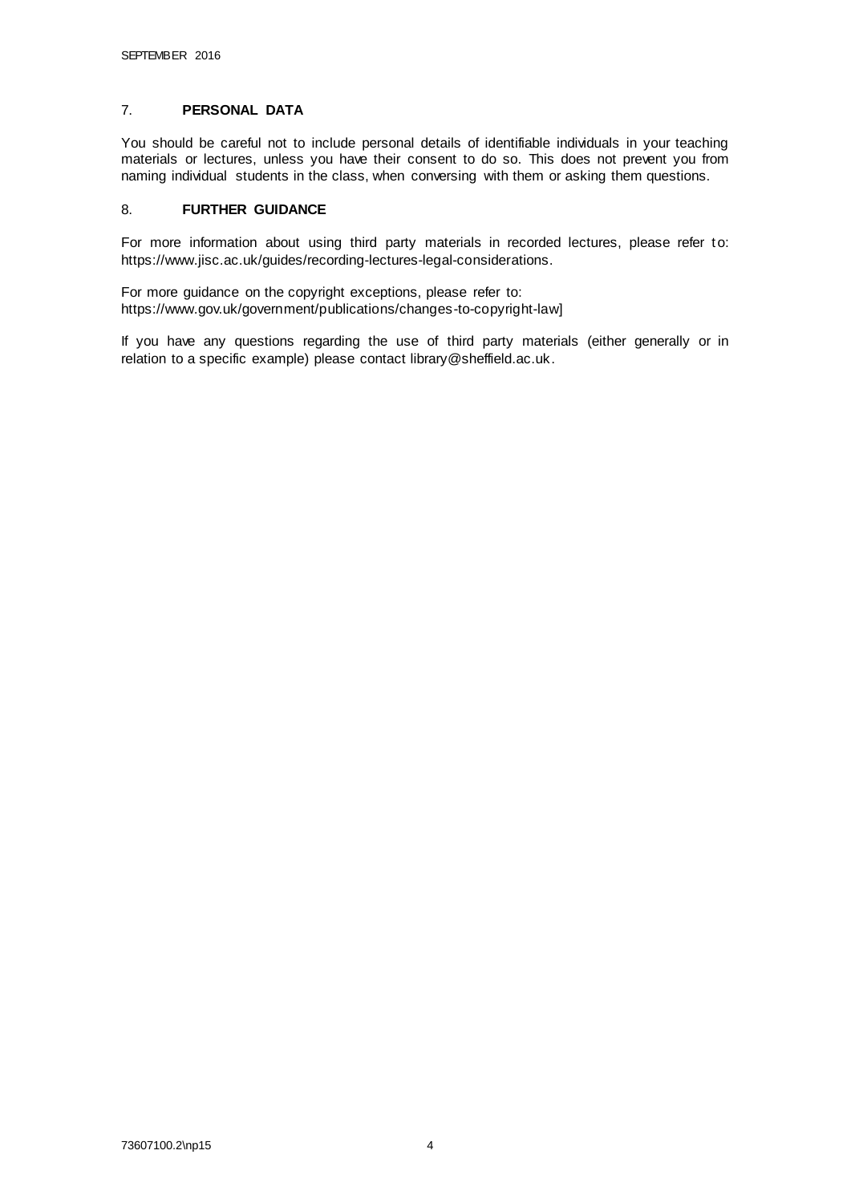## 7. PERSONAL DATA

You should be careful not to include personal details of identifiable individuals in your teaching materials or lectures, unless you have their consent to do so. This does not prevent you from naming individual students in the class, when conversing with them or asking them questions.

## 8. FURTHER GUIDANCE

For more information about using third party materials in recorded lectures, please refer to: https://www.jisc.ac.uk/guides/recording-lectures-legal-considerations.

For more guidance on the copyright exceptions, please refer to: https://www.gov.uk/government/publications/changes-to-copyright-law]

If you have any questions regarding the use of third party materials (either generally or in relation to a specific example) please contact library@sheffield.ac.uk.